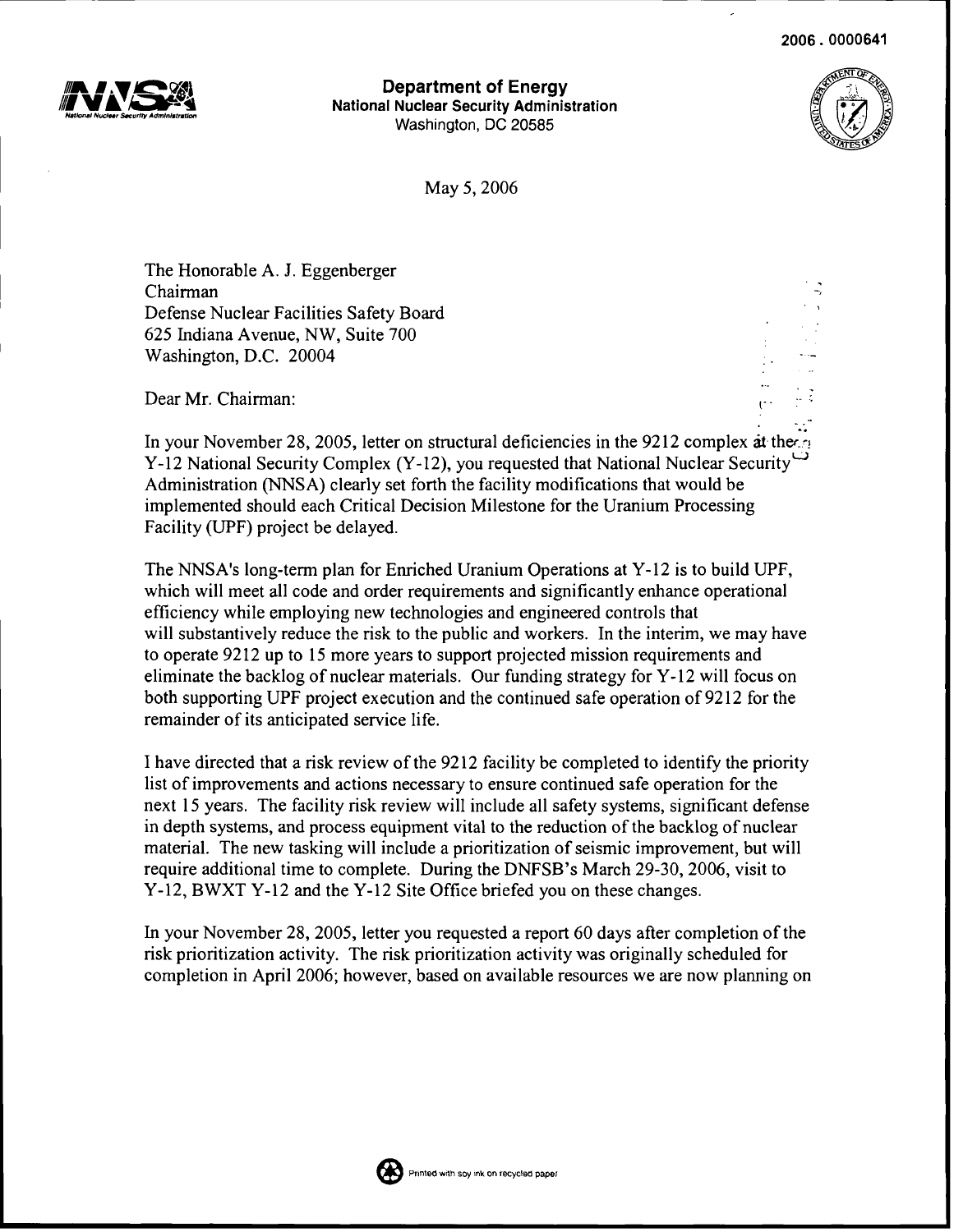2006 . 0000641

**Department of Energy**
**National Nuclear Security Administration**
Washington, DC 20585

May 5, 2006

The Honorable A. J. Eggenberger
Chairman
Defense Nuclear Facilities Safety Board
625 Indiana Avenue, NW, Suite 700
Washington, D.C. 20004

Dear Mr. Chairman:

In your November 28, 2005, letter on structural deficiencies in the 9212 complex at the Y-12 National Security Complex (Y-12), you requested that National Nuclear Security Administration (NNSA) clearly set forth the facility modifications that would be implemented should each Critical Decision Milestone for the Uranium Processing Facility (UPF) project be delayed.

The NNSA's long-term plan for Enriched Uranium Operations at Y-12 is to build UPF, which will meet all code and order requirements and significantly enhance operational efficiency while employing new technologies and engineered controls that will substantively reduce the risk to the public and workers. In the interim, we may have to operate 9212 up to 15 more years to support projected mission requirements and eliminate the backlog of nuclear materials. Our funding strategy for Y-12 will focus on both supporting UPF project execution and the continued safe operation of 9212 for the remainder of its anticipated service life.

I have directed that a risk review of the 9212 facility be completed to identify the priority list of improvements and actions necessary to ensure continued safe operation for the next 15 years. The facility risk review will include all safety systems, significant defense in depth systems, and process equipment vital to the reduction of the backlog of nuclear material. The new tasking will include a prioritization of seismic improvement, but will require additional time to complete. During the DNFSB's March 29-30, 2006, visit to Y-12, BWXT Y-12 and the Y-12 Site Office briefed you on these changes.

In your November 28, 2005, letter you requested a report 60 days after completion of the risk prioritization activity. The risk prioritization activity was originally scheduled for completion in April 2006; however, based on available resources we are now planning on

Printed with soy ink on recycled paper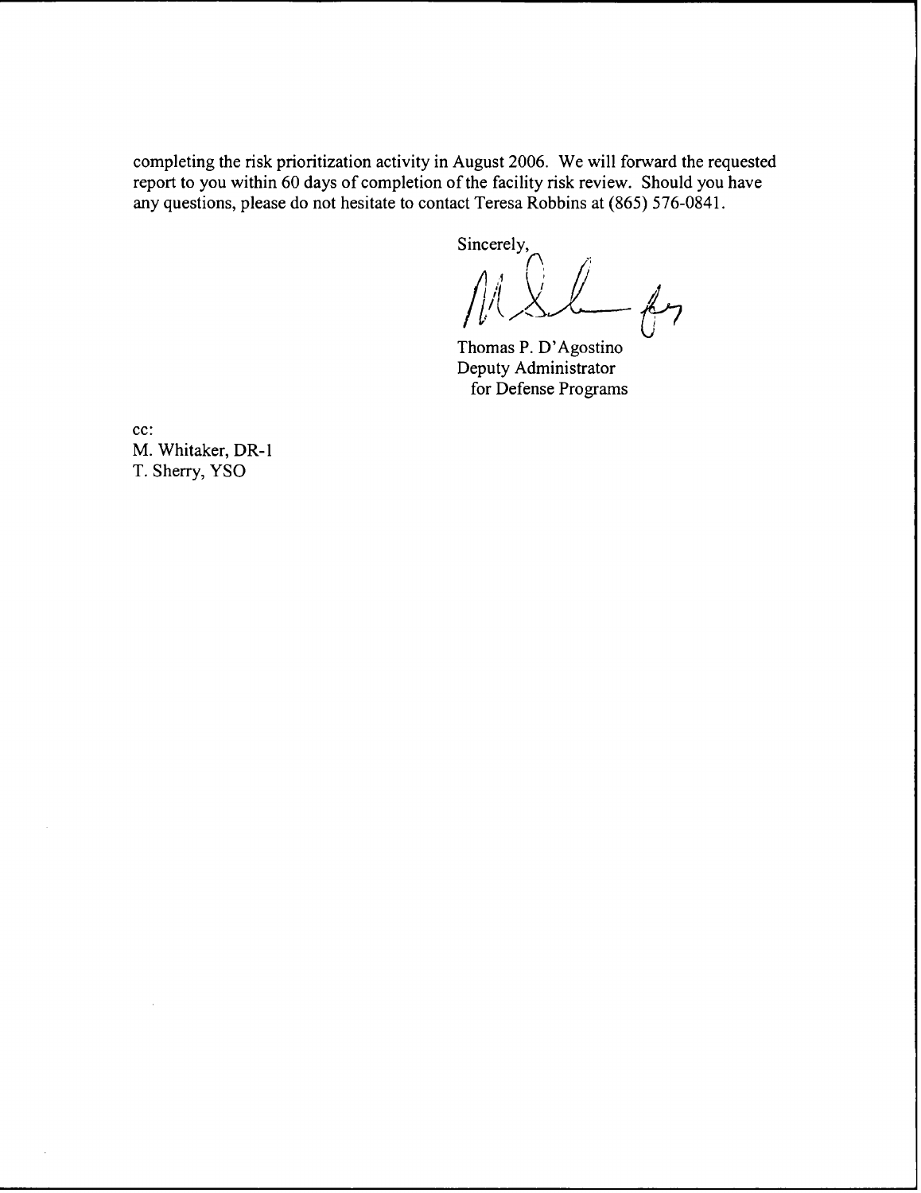completing the risk prioritization activity in August 2006. We will forward the requested report to you within 60 days of completion of the facility risk review. Should you have any questions, please do not hesitate to contact Teresa Robbins at (865) 576-0841.

Sincerely,

Thomas P. D'Agostino
Deputy Administrator
for Defense Programs

cc:
M. Whitaker, DR-1
T. Sherry, YSO